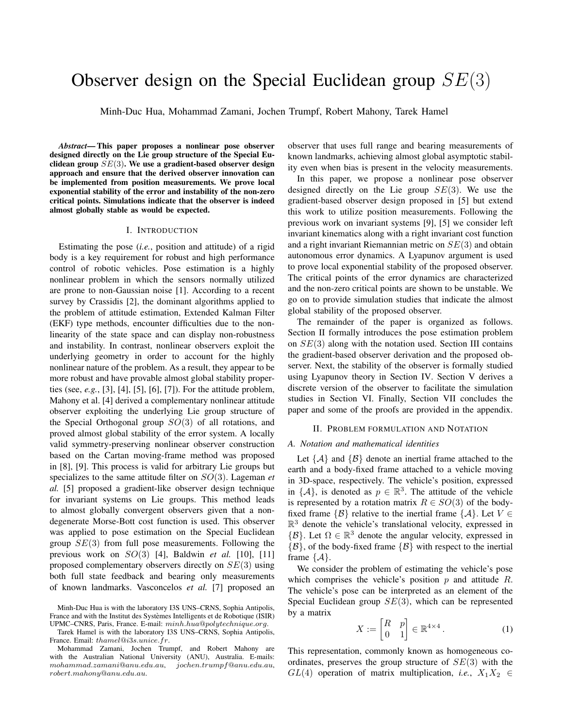# Observer design on the Special Euclidean group $SE(3)$

Minh-Duc Hua, Mohammad Zamani, Jochen Trumpf, Robert Mahony, Tarek Hamel

***Abstract*— This paper proposes a nonlinear pose observer designed directly on the Lie group structure of the Special Euclidean group $SE(3)$. We use a gradient-based observer design approach and ensure that the derived observer innovation can be implemented from position measurements. We prove local exponential stability of the error and instability of the non-zero critical points. Simulations indicate that the observer is indeed almost globally stable as would be expected.**

## I. INTRODUCTION

Estimating the pose (*i.e.*, position and attitude) of a rigid body is a key requirement for robust and high performance control of robotic vehicles. Pose estimation is a highly nonlinear problem in which the sensors normally utilized are prone to non-Gaussian noise [1]. According to a recent survey by Crassidis [2], the dominant algorithms applied to the problem of attitude estimation, Extended Kalman Filter (EKF) type methods, encounter difficulties due to the nonlinearity of the state space and can display non-robustness and instability. In contrast, nonlinear observers exploit the underlying geometry in order to account for the highly nonlinear nature of the problem. As a result, they appear to be more robust and have provable almost global stability properties (see, *e.g.*, [3], [4], [5], [6], [7]). For the attitude problem, Mahony et al. [4] derived a complementary nonlinear attitude observer exploiting the underlying Lie group structure of the Special Orthogonal group $SO(3)$ of all rotations, and proved almost global stability of the error system. A locally valid symmetry-preserving nonlinear observer construction based on the Cartan moving-frame method was proposed in [8], [9]. This process is valid for arbitrary Lie groups but specializes to the same attitude filter on $SO(3)$. Lageman *et al.* [5] proposed a gradient-like observer design technique for invariant systems on Lie groups. This method leads to almost globally convergent observers given that a non-degenerate Morse-Bott cost function is used. This observer was applied to pose estimation on the Special Euclidean group $SE(3)$ from full pose measurements. Following the previous work on $SO(3)$ [4], Baldwin *et al.* [10], [11] proposed complementary observers directly on $SE(3)$ using both full state feedback and bearing only measurements of known landmarks. Vasconcelos *et al.* [7] proposed an observer that uses full range and bearing measurements of known landmarks, achieving almost global asymptotic stability even when bias is present in the velocity measurements.

In this paper, we propose a nonlinear pose observer designed directly on the Lie group $SE(3)$. We use the gradient-based observer design proposed in [5] but extend this work to utilize position measurements. Following the previous work on invariant systems [9], [5] we consider left invariant kinematics along with a right invariant cost function and a right invariant Riemannian metric on $SE(3)$ and obtain autonomous error dynamics. A Lyapunov argument is used to prove local exponential stability of the proposed observer. The critical points of the error dynamics are characterized and the non-zero critical points are shown to be unstable. We go on to provide simulation studies that indicate the almost global stability of the proposed observer.

The remainder of the paper is organized as follows. Section II formally introduces the pose estimation problem on $SE(3)$ along with the notation used. Section III contains the gradient-based observer derivation and the proposed observer. Next, the stability of the observer is formally studied using Lyapunov theory in Section IV. Section V derives a discrete version of the observer to facilitate the simulation studies in Section VI. Finally, Section VII concludes the paper and some of the proofs are provided in the appendix.

## II. PROBLEM FORMULATION AND NOTATION

### A. Notation and mathematical identities

Let $\{\mathcal{A}\}$ and $\{\mathcal{B}\}$ denote an inertial frame attached to the earth and a body-fixed frame attached to a vehicle moving in 3D-space, respectively. The vehicle's position, expressed in $\{\mathcal{A}\}$, is denoted as $p \in \mathbb{R}^3$. The attitude of the vehicle is represented by a rotation matrix $R \in SO(3)$ of the body-fixed frame $\{\mathcal{B}\}$ relative to the inertial frame $\{\mathcal{A}\}$. Let $V \in \mathbb{R}^3$ denote the vehicle's translational velocity, expressed in $\{\mathcal{B}\}$. Let $\Omega \in \mathbb{R}^3$ denote the angular velocity, expressed in $\{\mathcal{B}\}$, of the body-fixed frame $\{\mathcal{B}\}$ with respect to the inertial frame $\{\mathcal{A}\}$.

We consider the problem of estimating the vehicle's pose which comprises the vehicle's position $p$ and attitude $R$. The vehicle's pose can be interpreted as an element of the Special Euclidean group $SE(3)$, which can be represented by a matrix

$$X := \begin{bmatrix} R & p \\ 0 & 1 \end{bmatrix} \in \mathbb{R}^{4\times 4}. \quad (1)$$

This representation, commonly known as homogeneous coordinates, preserves the group structure of $SE(3)$ with the $GL(4)$ operation of matrix multiplication, *i.e.*, $X_1 X_2 \in$

Minh-Duc Hua is with the laboratory I3S UNS–CRNS, Sophia Antipolis, France and with the Institut des Systèmes Intelligents et de Robotique (ISIR) UPMC–CNRS, Paris, France. E-mail: *minh.hua@polytechnique.org*.

Tarek Hamel is with the laboratory I3S UNS–CRNS, Sophia Antipolis, France. Email: *thamel@i3s.unice.fr*.

Mohammad Zamani, Jochen Trumpf, and Robert Mahony are with the Australian National University (ANU), Australia. E-mails: *mohammad.zamani@anu.edu.au*, *jochen.trumpf@anu.edu.au*, *robert.mahony@anu.edu.au*.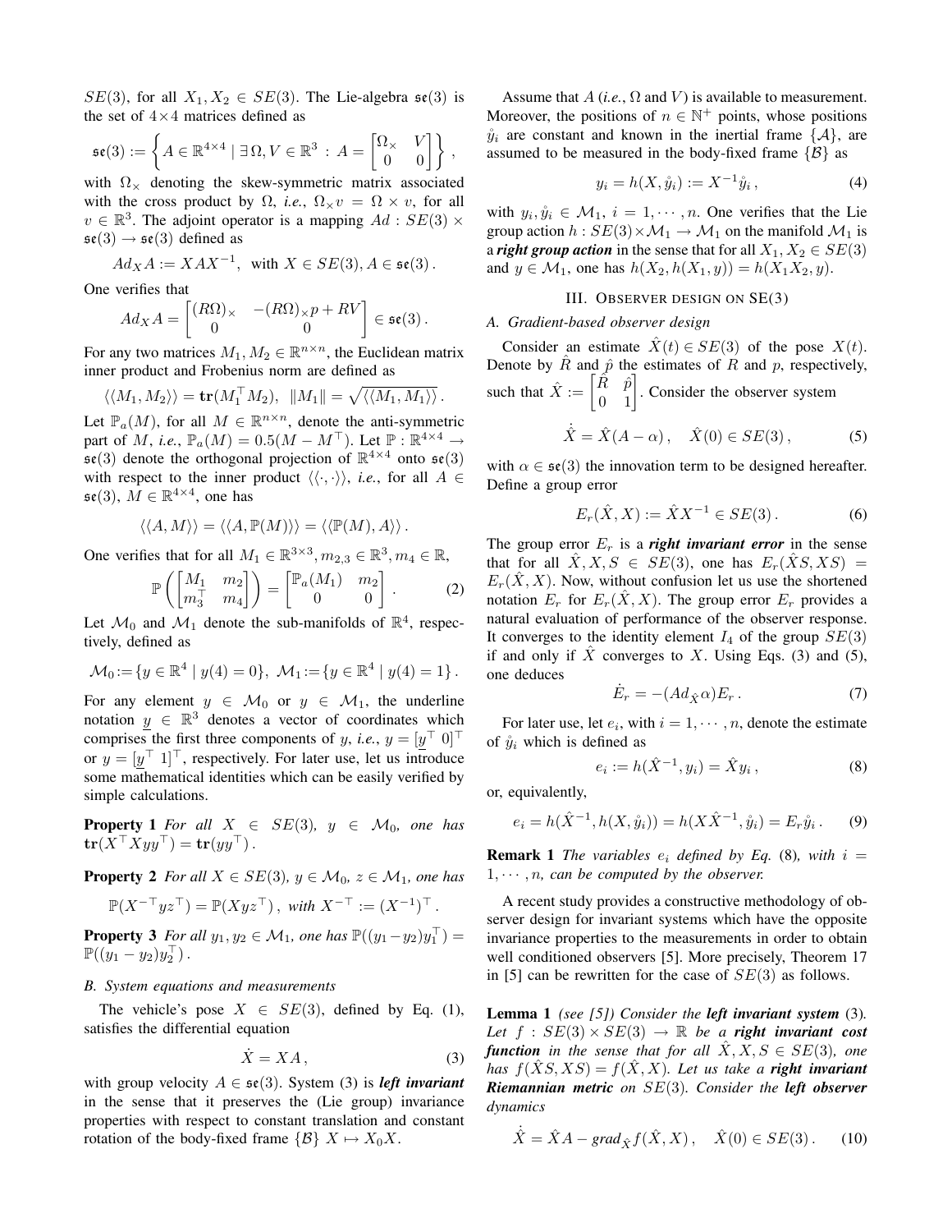$SE(3)$, for all $X_1, X_2 \in SE(3)$. The Lie-algebra $\mathfrak{se}(3)$ is the set of $4\times 4$ matrices defined as

$$\mathfrak{se}(3) := \left\{ A \in \mathbb{R}^{4\times 4} \mid \exists \Omega, V \in \mathbb{R}^3 \,:\, A = \begin{bmatrix} \Omega_\times & V \\ 0 & 0 \end{bmatrix} \right\},$$

with $\Omega_\times$ denoting the skew-symmetric matrix associated with the cross product by $\Omega$, *i.e.*, $\Omega_\times v = \Omega \times v$, for all $v \in \mathbb{R}^3$. The adjoint operator is a mapping $Ad : SE(3) \times \mathfrak{se}(3) \to \mathfrak{se}(3)$ defined as

$$Ad_X A := XAX^{-1}, \text{ with } X \in SE(3), A \in \mathfrak{se}(3).$$

One verifies that

$$Ad_X A = \begin{bmatrix} (R\Omega)_\times & -(R\Omega)_\times p + RV \\ 0 & 0 \end{bmatrix} \in \mathfrak{se}(3).$$

For any two matrices $M_1, M_2 \in \mathbb{R}^{n\times n}$, the Euclidean matrix inner product and Frobenius norm are defined as

$$\langle\langle M_1, M_2 \rangle\rangle = \mathbf{tr}(M_1^\top M_2), \;\; \|M_1\| = \sqrt{\langle\langle M_1, M_1 \rangle\rangle}.$$

Let $\mathbb{P}_a(M)$, for all $M \in \mathbb{R}^{n\times n}$, denote the anti-symmetric part of $M$, *i.e.*, $\mathbb{P}_a(M) = 0.5(M - M^\top)$. Let $\mathbb{P} : \mathbb{R}^{4\times 4} \to \mathfrak{se}(3)$ denote the orthogonal projection of $\mathbb{R}^{4\times 4}$ onto $\mathfrak{se}(3)$ with respect to the inner product $\langle\langle \cdot, \cdot \rangle\rangle$, *i.e.*, for all $A \in \mathfrak{se}(3)$, $M \in \mathbb{R}^{4\times 4}$, one has

$$\langle\langle A, M \rangle\rangle = \langle\langle A, \mathbb{P}(M) \rangle\rangle = \langle\langle \mathbb{P}(M), A \rangle\rangle.$$

One verifies that for all $M_1 \in \mathbb{R}^{3\times 3}, m_{2,3} \in \mathbb{R}^3, m_4 \in \mathbb{R}$,

$$\mathbb{P}\left( \begin{bmatrix} M_1 & m_2 \\ m_3^\top & m_4 \end{bmatrix} \right) = \begin{bmatrix} \mathbb{P}_a(M_1) & m_2 \\ 0 & 0 \end{bmatrix}. \tag{2}$$

Let $\mathcal{M}_0$ and $\mathcal{M}_1$ denote the sub-manifolds of $\mathbb{R}^4$, respectively, defined as

$$\mathcal{M}_0 := \{ y \in \mathbb{R}^4 \mid y(4) = 0 \}, \; \mathcal{M}_1 := \{ y \in \mathbb{R}^4 \mid y(4) = 1 \}.$$

For any element $y \in \mathcal{M}_0$ or $y \in \mathcal{M}_1$, the underline notation $\underline{y} \in \mathbb{R}^3$ denotes a vector of coordinates which comprises the first three components of $y$, *i.e.*, $y = [\underline{y}^\top \; 0]^\top$ or $y = [\underline{y}^\top \; 1]^\top$, respectively. For later use, let us introduce some mathematical identities which can be easily verified by simple calculations.

**Property 1** *For all $X \in SE(3)$, $y \in \mathcal{M}_0$, one has* $\mathbf{tr}(X^\top X y y^\top) = \mathbf{tr}(y y^\top)$.

**Property 2** *For all $X \in SE(3)$, $y \in \mathcal{M}_0$, $z \in \mathcal{M}_1$, one has*

$$\mathbb{P}(X^{-\top} y z^\top) = \mathbb{P}(X y z^\top), \text{ with } X^{-\top} := (X^{-1})^\top.$$

**Property 3** *For all $y_1, y_2 \in \mathcal{M}_1$, one has* $\mathbb{P}((y_1 - y_2) y_1^\top) = \mathbb{P}((y_1 - y_2) y_2^\top)$.

### B. System equations and measurements

The vehicle's pose $X \in SE(3)$, defined by Eq. (1), satisfies the differential equation

$$\dot{X} = XA, \tag{3}$$

with group velocity $A \in \mathfrak{se}(3)$. System (3) is ***left invariant*** in the sense that it preserves the (Lie group) invariance properties with respect to constant translation and constant rotation of the body-fixed frame $\{\mathcal{B}\}$ $X \mapsto X_0 X$.

Assume that $A$ (*i.e.*, $\Omega$ and $V$) is available to measurement. Moreover, the positions of $n \in \mathbb{N}^+$ points, whose positions $\mathring{y}_i$ are constant and known in the inertial frame $\{\mathcal{A}\}$, are assumed to be measured in the body-fixed frame $\{\mathcal{B}\}$ as

$$y_i = h(X, \mathring{y}_i) := X^{-1} \mathring{y}_i, \tag{4}$$

with $y_i, \mathring{y}_i \in \mathcal{M}_1$, $i = 1, \cdots, n$. One verifies that the Lie group action $h : SE(3) \times \mathcal{M}_1 \to \mathcal{M}_1$ on the manifold $\mathcal{M}_1$ is a ***right group action*** in the sense that for all $X_1, X_2 \in SE(3)$ and $y \in \mathcal{M}_1$, one has $h(X_2, h(X_1, y)) = h(X_1 X_2, y)$.

## III. Observer design on SE(3)

### A. Gradient-based observer design

Consider an estimate $\hat{X}(t) \in SE(3)$ of the pose $X(t)$. Denote by $\hat{R}$ and $\hat{p}$ the estimates of $R$ and $p$, respectively, such that $\hat{X} := \begin{bmatrix} \hat{R} & \hat{p} \\ 0 & 1 \end{bmatrix}$. Consider the observer system

$$\dot{\hat{X}} = \hat{X}(A - \alpha), \quad \hat{X}(0) \in SE(3), \tag{5}$$

with $\alpha \in \mathfrak{se}(3)$ the innovation term to be designed hereafter. Define a group error

$$E_r(\hat{X}, X) := \hat{X} X^{-1} \in SE(3). \tag{6}$$

The group error $E_r$ is a ***right invariant error*** in the sense that for all $\hat{X}, X, S \in SE(3)$, one has $E_r(\hat{X}S, XS) = E_r(\hat{X}, X)$. Now, without confusion let us use the shortened notation $E_r$ for $E_r(\hat{X}, X)$. The group error $E_r$ provides a natural evaluation of performance of the observer response. It converges to the identity element $I_4$ of the group $SE(3)$ if and only if $\hat{X}$ converges to $X$. Using Eqs. (3) and (5), one deduces

$$\dot{E}_r = -(Ad_{\hat{X}} \alpha) E_r. \tag{7}$$

For later use, let $e_i$, with $i = 1, \cdots, n$, denote the estimate of $\mathring{y}_i$ which is defined as

$$e_i := h(\hat{X}^{-1}, y_i) = \hat{X} y_i, \tag{8}$$

or, equivalently,

$$e_i = h(\hat{X}^{-1}, h(X, \mathring{y}_i)) = h(X\hat{X}^{-1}, \mathring{y}_i) = E_r \mathring{y}_i. \tag{9}$$

**Remark 1** *The variables $e_i$ defined by Eq. (8), with $i = 1, \cdots, n$, can be computed by the observer.*

A recent study provides a constructive methodology of observer design for invariant systems which have the opposite invariance properties to the measurements in order to obtain well conditioned observers [5]. More precisely, Theorem 17 in [5] can be rewritten for the case of $SE(3)$ as follows.

**Lemma 1** *(see [5]) Consider the **left invariant system** (3). Let $f : SE(3) \times SE(3) \to \mathbb{R}$ be a **right invariant cost function** in the sense that for all $\hat{X}, X, S \in SE(3)$, one has $f(\hat{X}S, XS) = f(\hat{X}, X)$. Let us take a **right invariant Riemannian metric** on $SE(3)$. Consider the **left observer** dynamics*

$$\dot{\hat{X}} = \hat{X}A - \mathit{grad}_{\hat{X}} f(\hat{X}, X), \quad \hat{X}(0) \in SE(3). \tag{10}$$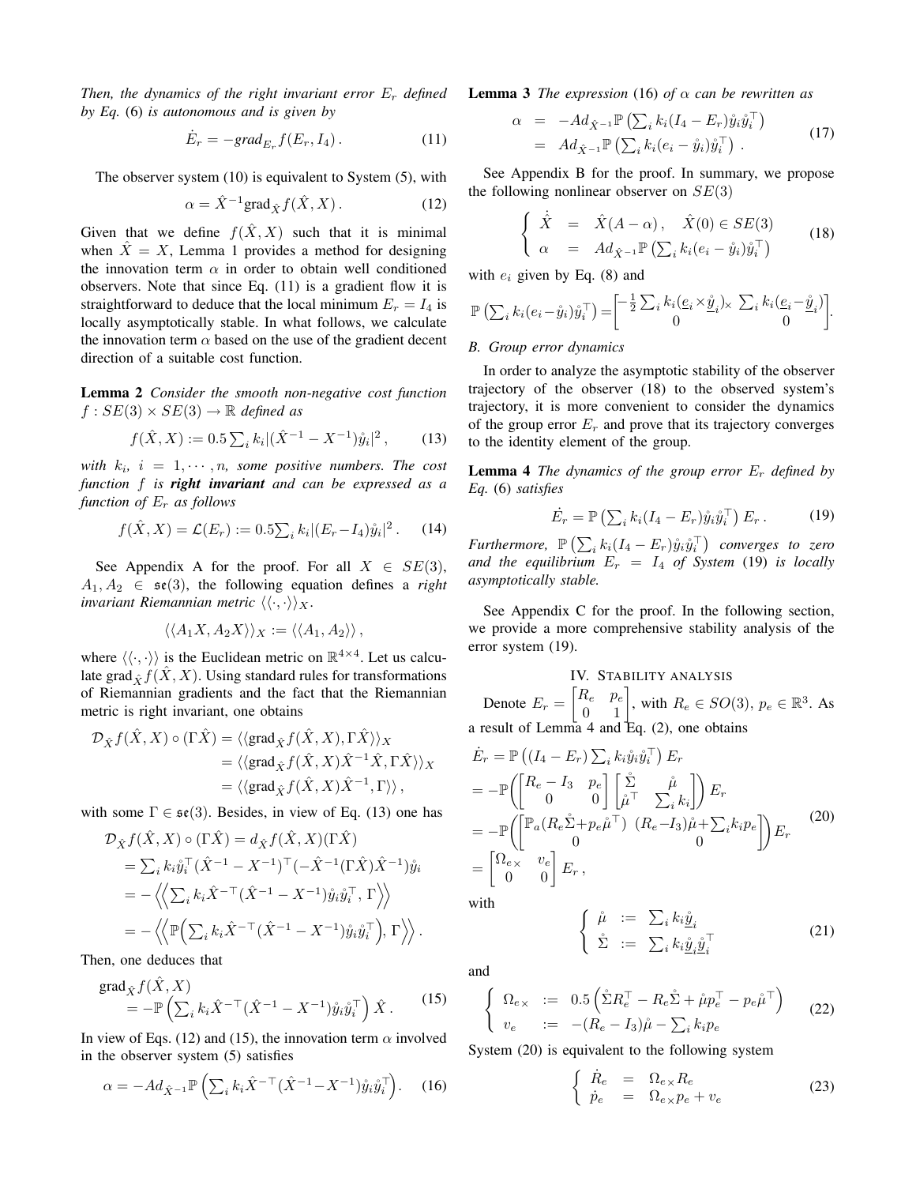*Then, the dynamics of the right invariant error $E_r$ defined by Eq. (6) is autonomous and is given by*

$$\dot{E}_r = -\text{grad}_{E_r} f(E_r, I_4)\,. \tag{11}$$

The observer system (10) is equivalent to System (5), with

$$\alpha = \hat{X}^{-1}\text{grad}_{\hat{X}} f(\hat{X}, X)\,. \tag{12}$$

Given that we define $f(\hat{X}, X)$ such that it is minimal when $\hat{X} = X$, Lemma 1 provides a method for designing the innovation term $\alpha$ in order to obtain well conditioned observers. Note that since Eq. (11) is a gradient flow it is straightforward to deduce that the local minimum $E_r = I_4$ is locally asymptotically stable. In what follows, we calculate the innovation term $\alpha$ based on the use of the gradient decent direction of a suitable cost function.

**Lemma 2** *Consider the smooth non-negative cost function $f : SE(3) \times SE(3) \to \mathbb{R}$ defined as*

$$f(\hat{X}, X) := 0.5 \sum_i k_i |(\hat{X}^{-1} - X^{-1})\mathring{y}_i|^2\,, \tag{13}$$

*with $k_i$, $i = 1, \cdots, n$, some positive numbers. The cost function $f$ is **right invariant** and can be expressed as a function of $E_r$ as follows*

$$f(\hat{X}, X) = \mathcal{L}(E_r) := 0.5 \sum_i k_i |(E_r - I_4)\mathring{y}_i|^2\,. \tag{14}$$

See Appendix A for the proof. For all $X \in SE(3)$, $A_1, A_2 \in \mathfrak{se}(3)$, the following equation defines a *right invariant Riemannian metric* $\langle\langle \cdot, \cdot \rangle\rangle_X$.

$$\langle\langle A_1 X, A_2 X \rangle\rangle_X := \langle\langle A_1, A_2 \rangle\rangle\,,$$

where $\langle\langle \cdot, \cdot \rangle\rangle$ is the Euclidean metric on $\mathbb{R}^{4\times4}$. Let us calculate $\text{grad}_{\hat{X}} f(\hat{X}, X)$. Using standard rules for transformations of Riemannian gradients and the fact that the Riemannian metric is right invariant, one obtains

$$\begin{aligned}
\mathcal{D}_{\hat{X}} f(\hat{X}, X) \circ (\Gamma \hat{X}) &= \langle\langle \text{grad}_{\hat{X}} f(\hat{X}, X), \Gamma \hat{X} \rangle\rangle_X \\
&= \langle\langle \text{grad}_{\hat{X}} f(\hat{X}, X)\hat{X}^{-1}\hat{X}, \Gamma \hat{X} \rangle\rangle_X \\
&= \langle\langle \text{grad}_{\hat{X}} f(\hat{X}, X)\hat{X}^{-1}, \Gamma \rangle\rangle\,,
\end{aligned}$$

with some $\Gamma \in \mathfrak{se}(3)$. Besides, in view of Eq. (13) one has

$$\begin{aligned}
&\mathcal{D}_{\hat{X}} f(\hat{X}, X) \circ (\Gamma \hat{X}) = d_{\hat{X}} f(\hat{X}, X)(\Gamma \hat{X}) \\
&= \textstyle\sum_i k_i \mathring{y}_i^\top (\hat{X}^{-1} - X^{-1})^\top (-\hat{X}^{-1}(\Gamma \hat{X})\hat{X}^{-1})\mathring{y}_i \\
&= -\left\langle\!\!\left\langle \textstyle\sum_i k_i \hat{X}^{-\top}(\hat{X}^{-1} - X^{-1})\mathring{y}_i\mathring{y}_i^\top, \Gamma \right\rangle\!\!\right\rangle \\
&= -\left\langle\!\!\left\langle \mathbb{P}\Big(\textstyle\sum_i k_i \hat{X}^{-\top}(\hat{X}^{-1} - X^{-1})\mathring{y}_i\mathring{y}_i^\top\Big), \Gamma \right\rangle\!\!\right\rangle.
\end{aligned}$$

Then, one deduces that

$$\begin{aligned}
&\text{grad}_{\hat{X}} f(\hat{X}, X) \\
&\quad = -\mathbb{P}\left(\textstyle\sum_i k_i \hat{X}^{-\top}(\hat{X}^{-1} - X^{-1})\mathring{y}_i\mathring{y}_i^\top\right)\hat{X}\,.
\end{aligned} \tag{15}$$

In view of Eqs. (12) and (15), the innovation term $\alpha$ involved in the observer system (5) satisfies

$$\alpha = -Ad_{\hat{X}^{-1}}\mathbb{P}\left(\textstyle\sum_i k_i \hat{X}^{-\top}(\hat{X}^{-1} - X^{-1})\mathring{y}_i\mathring{y}_i^\top\right). \tag{16}$$

**Lemma 3** *The expression* (16) *of $\alpha$ can be rewritten as*

$$\begin{aligned}
\alpha &= -Ad_{\hat{X}^{-1}}\mathbb{P}\left(\textstyle\sum_i k_i (I_4 - E_r)\mathring{y}_i\mathring{y}_i^\top\right) \\
&= Ad_{\hat{X}^{-1}}\mathbb{P}\left(\textstyle\sum_i k_i (e_i - \mathring{y}_i)\mathring{y}_i^\top\right)\,.
\end{aligned} \tag{17}$$

See Appendix B for the proof. In summary, we propose the following nonlinear observer on $SE(3)$

$$\left\{\begin{array}{rcl}
\dot{\hat{X}} &=& \hat{X}(A - \alpha)\,, \quad \hat{X}(0) \in SE(3) \\
\alpha &=& Ad_{\hat{X}^{-1}}\mathbb{P}\left(\sum_i k_i (e_i - \mathring{y}_i)\mathring{y}_i^\top\right)
\end{array}\right. \tag{18}$$

with $e_i$ given by Eq. (8) and

$$\mathbb{P}\left(\textstyle\sum_i k_i (e_i - \mathring{y}_i)\mathring{y}_i^\top\right) = \begin{bmatrix} -\frac{1}{2}\sum_i k_i(\underline{e}_i \times \underline{\mathring{y}}_i)_\times & \sum_i k_i(\underline{e}_i - \underline{\mathring{y}}_i) \\ 0 & 0 \end{bmatrix}.$$

### B. Group error dynamics

In order to analyze the asymptotic stability of the observer trajectory of the observer (18) to the observed system's trajectory, it is more convenient to consider the dynamics of the group error $E_r$ and prove that its trajectory converges to the identity element of the group.

**Lemma 4** *The dynamics of the group error $E_r$ defined by Eq.* (6) *satisfies*

$$\dot{E}_r = \mathbb{P}\left(\textstyle\sum_i k_i (I_4 - E_r)\mathring{y}_i\mathring{y}_i^\top\right)E_r\,. \tag{19}$$

*Furthermore, $\mathbb{P}\left(\sum_i k_i (I_4 - E_r)\mathring{y}_i\mathring{y}_i^\top\right)$ converges to zero and the equilibrium $E_r = I_4$ of System* (19) *is locally asymptotically stable.*

See Appendix C for the proof. In the following section, we provide a more comprehensive stability analysis of the error system (19).

## IV. Stability analysis

Denote $E_r = \begin{bmatrix} R_e & p_e \\ 0 & 1 \end{bmatrix}$, with $R_e \in SO(3)$, $p_e \in \mathbb{R}^3$. As a result of Lemma 4 and Eq. (2), one obtains

$$\begin{aligned}
&\dot{E}_r = \mathbb{P}\left((I_4 - E_r)\textstyle\sum_i k_i \mathring{y}_i\mathring{y}_i^\top\right)E_r \\
&= -\mathbb{P}\left(\begin{bmatrix} R_e - I_3 & p_e \\ 0 & 0 \end{bmatrix}\begin{bmatrix} \mathring{\Sigma} & \mathring{\mu} \\ \mathring{\mu}^\top & \sum_i k_i \end{bmatrix}\right)E_r \\
&= -\mathbb{P}\left(\begin{bmatrix} \mathbb{P}_a(R_e\mathring{\Sigma} + p_e\mathring{\mu}^\top) & (R_e - I_3)\mathring{\mu} + \sum_i k_i p_e \\ 0 & 0 \end{bmatrix}\right)E_r \\
&= \begin{bmatrix} \Omega_{e\times} & v_e \\ 0 & 0 \end{bmatrix}E_r\,,
\end{aligned} \tag{20}$$

with

$$\left\{\begin{array}{rcl}
\mathring{\mu} &:=& \sum_i k_i \underline{\mathring{y}}_i \\
\mathring{\Sigma} &:=& \sum_i k_i \underline{\mathring{y}}_i\underline{\mathring{y}}_i^\top
\end{array}\right. \tag{21}$$

and

$$\left\{\begin{array}{rcl}
\Omega_{e\times} &:=& 0.5\left(\mathring{\Sigma}R_e^\top - R_e\mathring{\Sigma} + \mathring{\mu}p_e^\top - p_e\mathring{\mu}^\top\right) \\
v_e &:=& -(R_e - I_3)\mathring{\mu} - \sum_i k_i p_e
\end{array}\right. \tag{22}$$

System (20) is equivalent to the following system

$$\left\{\begin{array}{rcl}
\dot{R}_e &=& \Omega_{e\times}R_e \\
\dot{p}_e &=& \Omega_{e\times}p_e + v_e
\end{array}\right. \tag{23}$$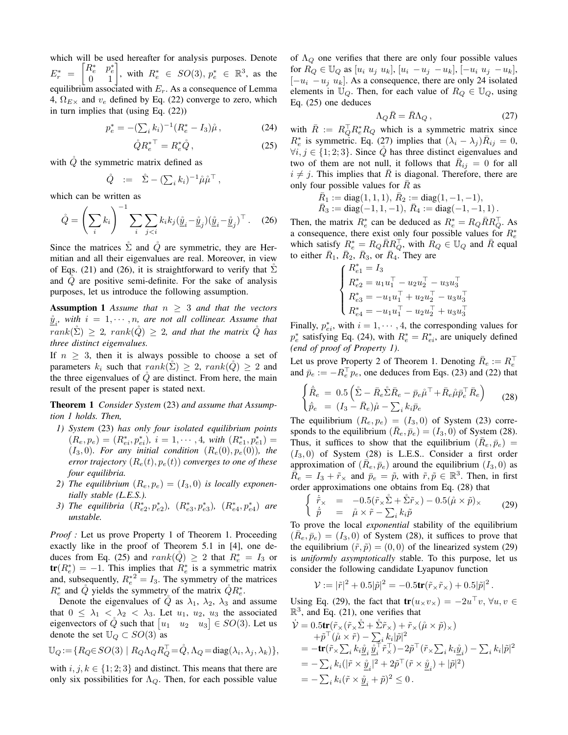which will be used hereafter for analysis purposes. Denote $E_r^* = \begin{bmatrix} R_e^* & p_e^* \\ 0 & 1 \end{bmatrix}$, with $R_e^* \in SO(3)$, $p_e^* \in \mathbb{R}^3$, as the equilibrium associated with $E_r$. As a consequence of Lemma 4, $\Omega_{E\times}$ and $v_e$ defined by Eq. (22) converge to zero, which in turn implies that (using Eq. (22))

$$p_e^* = -(\textstyle\sum_i k_i)^{-1}(R_e^* - I_3)\mathring{\mu}\,, \tag{24}$$

$$\mathring{Q}R_e^{*\top} = R_e^*\mathring{Q}\,, \tag{25}$$

with $\mathring{Q}$ the symmetric matrix defined as

$$\mathring{Q} \;:=\; \mathring{\Sigma} - (\textstyle\sum_i k_i)^{-1}\mathring{\mu}\mathring{\mu}^\top\,,$$

which can be written as

$$\mathring{Q} = \left(\sum_i k_i\right)^{-1} \sum_i \sum_{j<i} k_i k_j (\underline{\mathring{y}}_i - \underline{\mathring{y}}_j)(\underline{\mathring{y}}_i - \underline{\mathring{y}}_j)^\top\,. \tag{26}$$

Since the matrices $\mathring{\Sigma}$ and $\mathring{Q}$ are symmetric, they are Hermitian and all their eigenvalues are real. Moreover, in view of Eqs. (21) and (26), it is straightforward to verify that $\mathring{\Sigma}$ and $\mathring{Q}$ are positive semi-definite. For the sake of analysis purposes, let us introduce the following assumption.

**Assumption 1** *Assume that $n \geq 3$ and that the vectors $\underline{\mathring{y}}_i$, with $i = 1, \cdots, n$, are not all collinear. Assume that $rank(\mathring{\Sigma}) \geq 2$, $rank(\mathring{Q}) \geq 2$, and that the matrix $\mathring{Q}$ has three distinct eigenvalues.*

If $n \geq 3$, then it is always possible to choose a set of parameters $k_i$ such that $rank(\mathring{\Sigma}) \geq 2$, $rank(\mathring{Q}) \geq 2$ and the three eigenvalues of $\mathring{Q}$ are distinct. From here, the main result of the present paper is stated next.

**Theorem 1** *Consider System (23) and assume that Assumption 1 holds. Then,*

1) *System (23) has only four isolated equilibrium points $(R_e, p_e) = (R_{ei}^*, p_{ei}^*)$, $i = 1, \cdots, 4$, with $(R_{e1}^*, p_{e1}^*) = (I_3, 0)$. For any initial condition $(R_e(0), p_e(0))$, the error trajectory $(R_e(t), p_e(t))$ converges to one of these four equilibria.*
2) *The equilibrium $(R_e, p_e) = (I_3, 0)$ is locally exponentially stable (L.E.S.).*
3) *The equilibria $(R_{e2}^*, p_{e2}^*)$, $(R_{e3}^*, p_{e3}^*)$, $(R_{e4}^*, p_{e4}^*)$ are unstable.*

*Proof :* Let us prove Property 1 of Theorem 1. Proceeding exactly like in the proof of Theorem 5.1 in [4], one deduces from Eq. (25) and $rank(\mathring{Q}) \geq 2$ that $R_e^* = I_3$ or $\mathbf{tr}(R_e^*) = -1$. This implies that $R_e^*$ is a symmetric matrix and, subsequently, $R_e^{*2} = I_3$. The symmetry of the matrices $R_e^*$ and $\mathring{Q}$ yields the symmetry of the matrix $\mathring{Q}R_e^*$.

Denote the eigenvalues of $\mathring{Q}$ as $\lambda_1$, $\lambda_2$, $\lambda_3$ and assume that $0 \leq \lambda_1 < \lambda_2 < \lambda_3$. Let $u_1$, $u_2$, $u_3$ the associated eigenvectors of $\mathring{Q}$ such that $\begin{bmatrix} u_1 & u_2 & u_3 \end{bmatrix} \in SO(3)$. Let us denote the set $\mathbb{U}_Q \subset SO(3)$ as

$$\mathbb{U}_Q := \{R_Q \in SO(3) \mid R_Q\Lambda_Q R_Q^\top = \mathring{Q}, \Lambda_Q = \mathrm{diag}(\lambda_i, \lambda_j, \lambda_k)\},$$

with $i, j, k \in \{1; 2; 3\}$ and distinct. This means that there are only six possibilities for $\Lambda_Q$. Then, for each possible value of $\Lambda_Q$ one verifies that there are only four possible values for $R_Q \in \mathbb{U}_Q$ as $[u_i\ u_j\ u_k]$, $[u_i\ -u_j\ -u_k]$, $[-u_i\ u_j\ -u_k]$, $[-u_i\ -u_j\ u_k]$. As a consequence, there are only 24 isolated elements in $\mathbb{U}_Q$. Then, for each value of $R_Q \in \mathbb{U}_Q$, using Eq. (25) one deduces

$$\Lambda_Q \bar{R} = \bar{R}\Lambda_Q\,, \tag{27}$$

with $\bar{R} := R_Q^\top R_e^* R_Q$ which is a symmetric matrix since $R_e^*$ is symmetric. Eq. (27) implies that $(\lambda_i - \lambda_j)\bar{R}_{ij} = 0$, $\forall i, j \in \{1; 2; 3\}$. Since $\mathring{Q}$ has three distinct eigenvalues and two of them are not null, it follows that $\bar{R}_{ij} = 0$ for all $i \neq j$. This implies that $\bar{R}$ is diagonal. Therefore, there are only four possible values for $\bar{R}$ as

$$\bar{R}_1 := \mathrm{diag}(1,1,1),\ \bar{R}_2 := \mathrm{diag}(1,-1,-1),$$
$$\bar{R}_3 := \mathrm{diag}(-1,1,-1),\ \bar{R}_4 := \mathrm{diag}(-1,-1,1)\,.$$

Then, the matrix $R_e^*$ can be deduced as $R_e^* = R_Q\bar{R}R_Q^\top$. As a consequence, there exist only four possible values for $R_e^*$ which satisfy $R_e^* = R_Q\bar{R}R_Q^\top$, with $R_Q \in \mathbb{U}_Q$ and $\bar{R}$ equal to either $\bar{R}_1$, $\bar{R}_2$, $\bar{R}_3$, or $\bar{R}_4$. They are

$$\begin{cases} R_{e1}^* = I_3 \\ R_{e2}^* = u_1u_1^\top - u_2u_2^\top - u_3u_3^\top \\ R_{e3}^* = -u_1u_1^\top + u_2u_2^\top - u_3u_3^\top \\ R_{e4}^* = -u_1u_1^\top - u_2u_2^\top + u_3u_3^\top \end{cases}$$

Finally, $p_{ei}^*$, with $i = 1, \cdots, 4$, the corresponding values for $p_e^*$ satisfying Eq. (24), with $R_e^* = R_{ei}^*$, are uniquely defined *(end of proof of Property 1).*

Let us prove Property 2 of Theorem 1. Denoting $\bar{R}_e := R_e^\top$ and $\bar{p}_e := -R_e^\top p_e$, one deduces from Eqs. (23) and (22) that

$$\begin{cases} \dot{\bar{R}}_e \;=\; 0.5\left(\mathring{\Sigma} - \bar{R}_e\mathring{\Sigma}\bar{R}_e - \bar{p}_e\mathring{\mu}^\top + \bar{R}_e\mathring{\mu}\bar{p}_e^\top\bar{R}_e\right) \\ \dot{\bar{p}}_e \;=\; (I_3 - \bar{R}_e)\mathring{\mu} - \sum_i k_i\bar{p}_e \end{cases} \tag{28}$$

The equilibrium $(R_e, p_e) = (I_3, 0)$ of System (23) corresponds to the equilibrium $(\bar{R}_e, \bar{p}_e) = (I_3, 0)$ of System (28). Thus, it suffices to show that the equilibrium $(\bar{R}_e, \bar{p}_e) = (I_3, 0)$ of System (28) is L.E.S.. Consider a first order approximation of $(\bar{R}_e, \bar{p}_e)$ around the equilibrium $(I_3, 0)$ as $\bar{R}_e = I_3 + \tilde{r}_\times$ and $\bar{p}_e = \tilde{p}$, with $\tilde{r}, \tilde{p} \in \mathbb{R}^3$. Then, in first order approximations one obtains from Eq. (28) that

$$\begin{cases} \dot{\tilde{r}}_\times &= -0.5(\tilde{r}_\times\mathring{\Sigma} + \mathring{\Sigma}\tilde{r}_\times) - 0.5(\mathring{\mu} \times \tilde{p})_\times \\ \dot{\tilde{p}} &= \mathring{\mu} \times \tilde{r} - \sum_i k_i\tilde{p} \end{cases} \tag{29}$$

To prove the local *exponential* stability of the equilibrium $(\bar{R}_e, \bar{p}_e) = (I_3, 0)$ of System (28), it suffices to prove that the equilibrium $(\tilde{r}, \tilde{p}) = (0, 0)$ of the linearized system (29) is *uniformly asymptotically* stable. To this purpose, let us consider the following candidate Lyapunov function

$$\mathcal{V} := |\tilde{r}|^2 + 0.5|\tilde{p}|^2 = -0.5\mathbf{tr}(\tilde{r}_\times\tilde{r}_\times) + 0.5|\tilde{p}|^2\,.$$

Using Eq. (29), the fact that $\mathbf{tr}(u_\times v_\times) = -2u^\top v$, $\forall u, v \in \mathbb{R}^3$, and Eq. (21), one verifies that

$$\begin{aligned} \dot{\mathcal{V}} &= 0.5\mathbf{tr}(\tilde{r}_\times(\tilde{r}_\times\mathring{\Sigma} + \mathring{\Sigma}\tilde{r}_\times) + \tilde{r}_\times(\mathring{\mu} \times \tilde{p})_\times) \\ &\quad + \tilde{p}^\top(\mathring{\mu} \times \tilde{r}) - \textstyle\sum_i k_i|\tilde{p}|^2 \\ &= -\mathbf{tr}(\tilde{r}_\times \textstyle\sum_i k_i \underline{\mathring{y}}_i \underline{\mathring{y}}_i^\top \tilde{r}_\times^\top) - 2\tilde{p}^\top(\tilde{r}_\times \textstyle\sum_i k_i \underline{\mathring{y}}_i) - \textstyle\sum_i k_i|\tilde{p}|^2 \\ &= -\textstyle\sum_i k_i(|\tilde{r} \times \underline{\mathring{y}}_i|^2 + 2\tilde{p}^\top(\tilde{r} \times \underline{\mathring{y}}_i) + |\tilde{p}|^2) \\ &= -\textstyle\sum_i k_i(\tilde{r} \times \underline{\mathring{y}}_i + \tilde{p})^2 \leq 0\,. \end{aligned}$$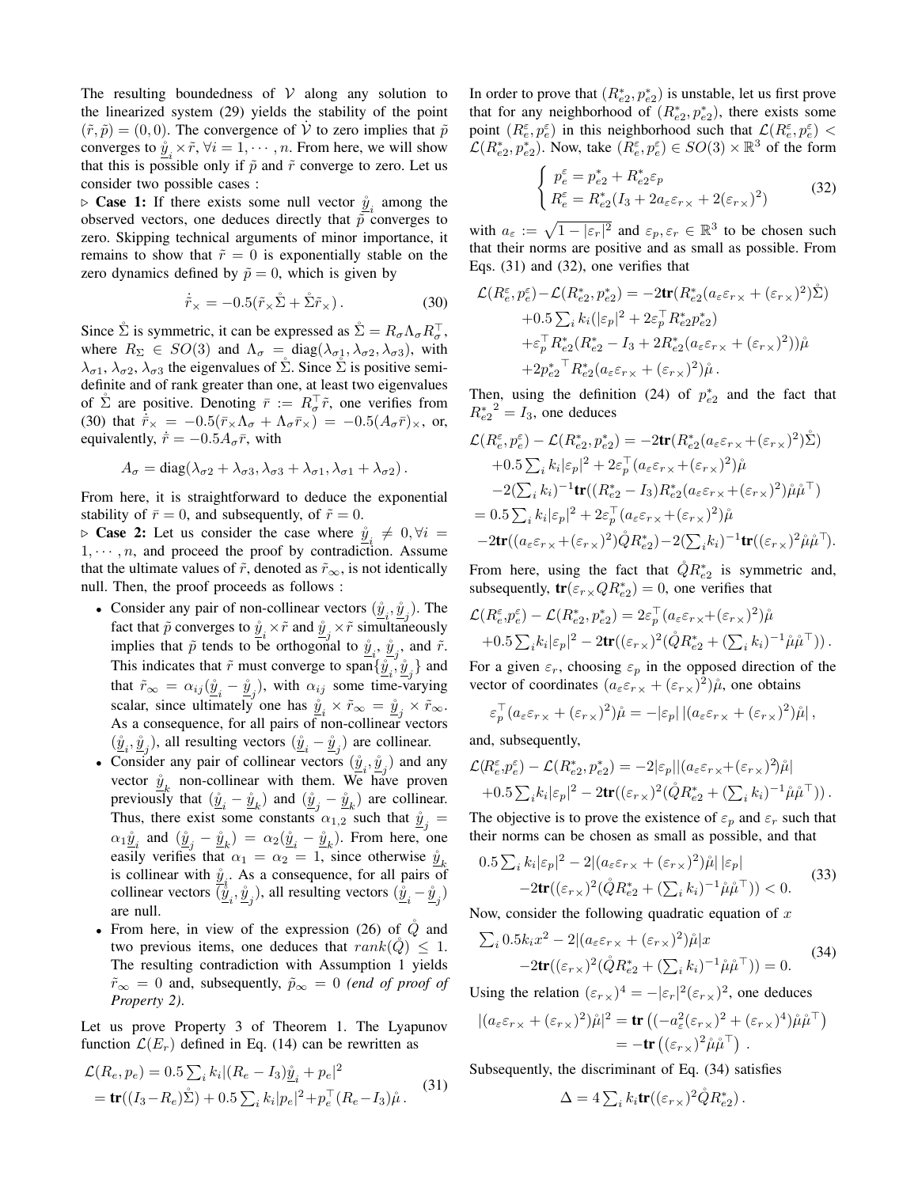The resulting boundedness of $\mathcal{V}$ along any solution to the linearized system (29) yields the stability of the point $(\tilde{r}, \tilde{p}) = (0, 0)$. The convergence of $\dot{\mathcal{V}}$ to zero implies that $\tilde{p}$ converges to $\mathring{\underline{y}}_i \times \tilde{r}$, $\forall i = 1, \cdots, n$. From here, we will show that this is possible only if $\tilde{p}$ and $\tilde{r}$ converge to zero. Let us consider two possible cases :

$\triangleright$ **Case 1:** If there exists some null vector $\mathring{\underline{y}}_i$ among the observed vectors, one deduces directly that $\tilde{p}$ converges to zero. Skipping technical arguments of minor importance, it remains to show that $\tilde{r} = 0$ is exponentially stable on the zero dynamics defined by $\tilde{p} = 0$, which is given by

$$\dot{\tilde{r}}_\times = -0.5(\tilde{r}_\times \mathring{\Sigma} + \mathring{\Sigma}\tilde{r}_\times)\,. \tag{30}$$

Since $\mathring{\Sigma}$ is symmetric, it can be expressed as $\mathring{\Sigma} = R_\sigma \Lambda_\sigma R_\sigma^\top$, where $R_\Sigma \in SO(3)$ and $\Lambda_\sigma = \text{diag}(\lambda_{\sigma 1}, \lambda_{\sigma 2}, \lambda_{\sigma 3})$, with $\lambda_{\sigma 1}, \lambda_{\sigma 2}, \lambda_{\sigma 3}$ the eigenvalues of $\mathring{\Sigma}$. Since $\mathring{\Sigma}$ is positive semi-definite and of rank greater than one, at least two eigenvalues of $\mathring{\Sigma}$ are positive. Denoting $\bar{r} := R_\sigma^\top \tilde{r}$, one verifies from (30) that $\dot{\bar{r}}_\times = -0.5(\bar{r}_\times \Lambda_\sigma + \Lambda_\sigma \bar{r}_\times) = -0.5(A_\sigma \bar{r})_\times$, or, equivalently, $\dot{\bar{r}} = -0.5 A_\sigma \bar{r}$, with

$$A_\sigma = \text{diag}(\lambda_{\sigma 2} + \lambda_{\sigma 3}, \lambda_{\sigma 3} + \lambda_{\sigma 1}, \lambda_{\sigma 1} + \lambda_{\sigma 2})\,.$$

From here, it is straightforward to deduce the exponential stability of $\bar{r} = 0$, and subsequently, of $\tilde{r} = 0$.

$\triangleright$ **Case 2:** Let us consider the case where $\mathring{\underline{y}}_i \neq 0, \forall i = 1, \cdots, n$, and proceed the proof by contradiction. Assume that the ultimate values of $\tilde{r}$, denoted as $\tilde{r}_\infty$, is not identically null. Then, the proof proceeds as follows :

- Consider any pair of non-collinear vectors $(\mathring{\underline{y}}_i, \mathring{\underline{y}}_j)$. The fact that $\tilde{p}$ converges to $\mathring{\underline{y}}_i \times \tilde{r}$ and $\mathring{\underline{y}}_j \times \tilde{r}$ simultaneously implies that $\tilde{p}$ tends to be orthogonal to $\mathring{\underline{y}}_i$, $\mathring{\underline{y}}_j$, and $\tilde{r}$. This indicates that $\tilde{r}$ must converge to span$\{\mathring{\underline{y}}_i, \mathring{\underline{y}}_j\}$ and that $\tilde{r}_\infty = \alpha_{ij}(\mathring{\underline{y}}_i - \mathring{\underline{y}}_j)$, with $\alpha_{ij}$ some time-varying scalar, since ultimately one has $\mathring{\underline{y}}_i \times \tilde{r}_\infty = \mathring{\underline{y}}_j \times \tilde{r}_\infty$. As a consequence, for all pairs of non-collinear vectors $(\mathring{\underline{y}}_i, \mathring{\underline{y}}_j)$, all resulting vectors $(\mathring{\underline{y}}_i - \mathring{\underline{y}}_j)$ are collinear.
- Consider any pair of collinear vectors $(\mathring{\underline{y}}_i, \mathring{\underline{y}}_j)$ and any vector $\mathring{\underline{y}}_k$ non-collinear with them. We have proven previously that $(\mathring{\underline{y}}_i - \mathring{\underline{y}}_k)$ and $(\mathring{\underline{y}}_j - \mathring{\underline{y}}_k)$ are collinear. Thus, there exist some constants $\alpha_{1,2}$ such that $\mathring{\underline{y}}_j = \alpha_1 \mathring{\underline{y}}_i$ and $(\mathring{\underline{y}}_j - \mathring{\underline{y}}_k) = \alpha_2(\mathring{\underline{y}}_i - \mathring{\underline{y}}_k)$. From here, one easily verifies that $\alpha_1 = \alpha_2 = 1$, since otherwise $\mathring{\underline{y}}_k$ is collinear with $\mathring{\underline{y}}_i$. As a consequence, for all pairs of collinear vectors $(\mathring{\underline{y}}_i, \mathring{\underline{y}}_j)$, all resulting vectors $(\mathring{\underline{y}}_i - \mathring{\underline{y}}_j)$ are null.
- From here, in view of the expression (26) of $\mathring{Q}$ and two previous items, one deduces that $rank(\mathring{Q}) \leq 1$. The resulting contradiction with Assumption 1 yields $\tilde{r}_\infty = 0$ and, subsequently, $\tilde{p}_\infty = 0$ *(end of proof of Property 2)*.

Let us prove Property 3 of Theorem 1. The Lyapunov function $\mathcal{L}(E_r)$ defined in Eq. (14) can be rewritten as

$$\begin{aligned} \mathcal{L}(R_e, p_e) &= 0.5 \textstyle\sum_i k_i |(R_e - I_3)\mathring{\underline{y}}_i + p_e|^2 \\ &= \textbf{tr}((I_3 - R_e)\mathring{\Sigma}) + 0.5 \textstyle\sum_i k_i |p_e|^2 + p_e^\top (R_e - I_3)\mathring{\mu}\,. \end{aligned} \tag{31}$$

In order to prove that $(R_{e2}^*, p_{e2}^*)$ is unstable, let us first prove that for any neighborhood of $(R_{e2}^*, p_{e2}^*)$, there exists some point $(R_e^\varepsilon, p_e^\varepsilon)$ in this neighborhood such that $\mathcal{L}(R_e^\varepsilon, p_e^\varepsilon) < \mathcal{L}(R_{e2}^*, p_{e2}^*)$. Now, take $(R_e^\varepsilon, p_e^\varepsilon) \in SO(3) \times \mathbb{R}^3$ of the form

$$\begin{cases} p_e^\varepsilon = p_{e2}^* + R_{e2}^* \varepsilon_p \\ R_e^\varepsilon = R_{e2}^*(I_3 + 2a_\varepsilon \varepsilon_{r\times} + 2(\varepsilon_{r\times})^2) \end{cases} \tag{32}$$

with $a_\varepsilon := \sqrt{1 - |\varepsilon_r|^2}$ and $\varepsilon_p, \varepsilon_r \in \mathbb{R}^3$ to be chosen such that their norms are positive and as small as possible. From Eqs. (31) and (32), one verifies that

$$\begin{aligned} \mathcal{L}(R_e^\varepsilon, p_e^\varepsilon) - \mathcal{L}(R_{e2}^*, p_{e2}^*) &= -2\textbf{tr}(R_{e2}^*(a_\varepsilon \varepsilon_{r\times} + (\varepsilon_{r\times})^2)\mathring{\Sigma}) \\ &\quad + 0.5 \textstyle\sum_i k_i (|\varepsilon_p|^2 + 2\varepsilon_p^\top R_{e2}^* p_{e2}^*) \\ &\quad + \varepsilon_p^\top R_{e2}^*(R_{e2}^* - I_3 + 2R_{e2}^*(a_\varepsilon \varepsilon_{r\times} + (\varepsilon_{r\times})^2))\mathring{\mu} \\ &\quad + 2{p_{e2}^*}^\top R_{e2}^*(a_\varepsilon \varepsilon_{r\times} + (\varepsilon_{r\times})^2)\mathring{\mu}\,. \end{aligned}$$

Then, using the definition (24) of $p_{e2}^*$ and the fact that ${R_{e2}^*}^2 = I_3$, one deduces

$$\begin{aligned} \mathcal{L}(R_e^\varepsilon, p_e^\varepsilon) - \mathcal{L}(R_{e2}^*, p_{e2}^*) &= -2\textbf{tr}(R_{e2}^*(a_\varepsilon \varepsilon_{r\times} + (\varepsilon_{r\times})^2)\mathring{\Sigma}) \\ &\quad + 0.5 \textstyle\sum_i k_i |\varepsilon_p|^2 + 2\varepsilon_p^\top (a_\varepsilon \varepsilon_{r\times} + (\varepsilon_{r\times})^2)\mathring{\mu} \\ &\quad - 2(\textstyle\sum_i k_i)^{-1} \textbf{tr}((R_{e2}^* - I_3)R_{e2}^*(a_\varepsilon \varepsilon_{r\times} + (\varepsilon_{r\times})^2)\mathring{\mu}\mathring{\mu}^\top) \\ &= 0.5 \textstyle\sum_i k_i |\varepsilon_p|^2 + 2\varepsilon_p^\top (a_\varepsilon \varepsilon_{r\times} + (\varepsilon_{r\times})^2)\mathring{\mu} \\ &\quad - 2\textbf{tr}((a_\varepsilon \varepsilon_{r\times} + (\varepsilon_{r\times})^2)\mathring{Q}R_{e2}^*) - 2(\textstyle\sum_i k_i)^{-1} \textbf{tr}((\varepsilon_{r\times})^2 \mathring{\mu}\mathring{\mu}^\top). \end{aligned}$$

From here, using the fact that $\mathring{Q}R_{e2}^*$ is symmetric and, subsequently, $\textbf{tr}(\varepsilon_{r\times} Q R_{e2}^*) = 0$, one verifies that

$$\begin{aligned} \mathcal{L}(R_e^\varepsilon, p_e^\varepsilon) - \mathcal{L}(R_{e2}^*, p_{e2}^*) &= 2\varepsilon_p^\top (a_\varepsilon \varepsilon_{r\times} + (\varepsilon_{r\times})^2)\mathring{\mu} \\ &\quad + 0.5 \textstyle\sum_i k_i |\varepsilon_p|^2 - 2\textbf{tr}((\varepsilon_{r\times})^2 (\mathring{Q}R_{e2}^* + (\sum_i k_i)^{-1} \mathring{\mu}\mathring{\mu}^\top))\,. \end{aligned}$$

For a given $\varepsilon_r$, choosing $\varepsilon_p$ in the opposed direction of the vector of coordinates $(a_\varepsilon \varepsilon_{r\times} + (\varepsilon_{r\times})^2)\mathring{\mu}$, one obtains

$$\varepsilon_p^\top (a_\varepsilon \varepsilon_{r\times} + (\varepsilon_{r\times})^2)\mathring{\mu} = -|\varepsilon_p|\,|(a_\varepsilon \varepsilon_{r\times} + (\varepsilon_{r\times})^2)\mathring{\mu}|\,,$$

and, subsequently,

$$\begin{aligned} \mathcal{L}(R_e^\varepsilon, p_e^\varepsilon) - \mathcal{L}(R_{e2}^*, p_{e2}^*) &= -2|\varepsilon_p||(a_\varepsilon \varepsilon_{r\times} + (\varepsilon_{r\times})^2)\mathring{\mu}| \\ &\quad + 0.5 \textstyle\sum_i k_i |\varepsilon_p|^2 - 2\textbf{tr}((\varepsilon_{r\times})^2 (\mathring{Q}R_{e2}^* + (\sum_i k_i)^{-1} \mathring{\mu}\mathring{\mu}^\top))\,. \end{aligned}$$

The objective is to prove the existence of $\varepsilon_p$ and $\varepsilon_r$ such that their norms can be chosen as small as possible, and that

$$\begin{aligned} 0.5 \textstyle\sum_i k_i |\varepsilon_p|^2 &- 2|(a_\varepsilon \varepsilon_{r\times} + (\varepsilon_{r\times})^2)\mathring{\mu}|\,|\varepsilon_p| \\ &- 2\textbf{tr}((\varepsilon_{r\times})^2 (\mathring{Q}R_{e2}^* + (\textstyle\sum_i k_i)^{-1} \mathring{\mu}\mathring{\mu}^\top)) < 0. \end{aligned} \tag{33}$$

Now, consider the following quadratic equation of $x$

$$\begin{aligned} \textstyle\sum_i 0.5 k_i x^2 &- 2|(a_\varepsilon \varepsilon_{r\times} + (\varepsilon_{r\times})^2)\mathring{\mu}| x \\ &- 2\textbf{tr}((\varepsilon_{r\times})^2 (\mathring{Q}R_{e2}^* + (\textstyle\sum_i k_i)^{-1} \mathring{\mu}\mathring{\mu}^\top)) = 0. \end{aligned} \tag{34}$$

Using the relation $(\varepsilon_{r\times})^4 = -|\varepsilon_r|^2 (\varepsilon_{r\times})^2$, one deduces

$$\begin{aligned} |(a_\varepsilon \varepsilon_{r\times} + (\varepsilon_{r\times})^2)\mathring{\mu}|^2 &= \textbf{tr}\left((-a_\varepsilon^2 (\varepsilon_{r\times})^2 + (\varepsilon_{r\times})^4)\mathring{\mu}\mathring{\mu}^\top\right) \\ &= -\textbf{tr}\left((\varepsilon_{r\times})^2 \mathring{\mu}\mathring{\mu}^\top\right)\,. \end{aligned}$$

Subsequently, the discriminant of Eq. (34) satisfies

$$\Delta = 4 \textstyle\sum_i k_i \textbf{tr}((\varepsilon_{r\times})^2 \mathring{Q}R_{e2}^*)\,.$$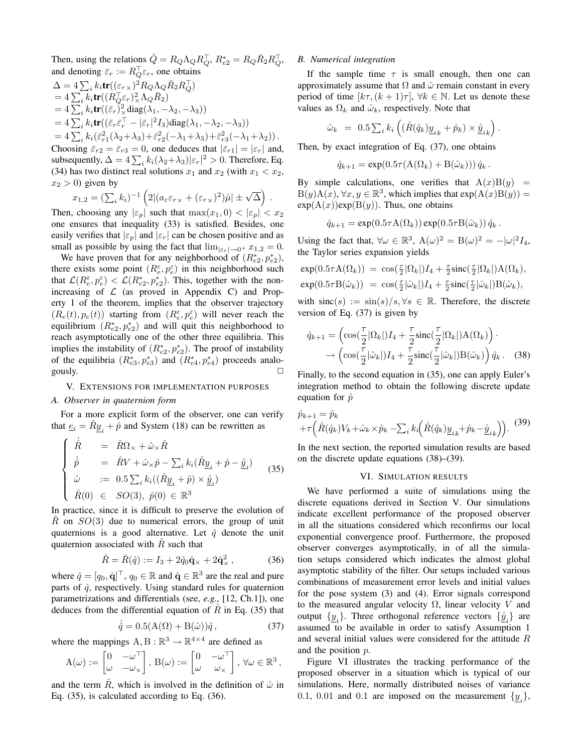Then, using the relations $\mathring{Q} = R_Q \Lambda_Q R_Q^\top$, $R_{e2}^* = R_Q \bar{R}_2 R_Q^\top$, and denoting $\bar{\varepsilon}_r := R_Q^\top \varepsilon_r$, one obtains

$$
\begin{aligned}
\Delta &= 4\sum_i k_i \mathbf{tr}((\varepsilon_{r\times})^2 R_Q \Lambda_Q \bar{R}_2 R_Q^\top) \\
&= 4\sum_i k_i \mathbf{tr}((R_Q^\top \varepsilon_r)_\times^2 \Lambda_Q \bar{R}_2) \\
&= 4\sum_i k_i \mathbf{tr}((\bar{\varepsilon}_r)_\times^2 \mathrm{diag}(\lambda_1, -\lambda_2, -\lambda_3)) \\
&= 4\sum_i k_i \mathbf{tr}((\bar{\varepsilon}_r \bar{\varepsilon}_r^\top - |\bar{\varepsilon}_r|^2 I_3)\mathrm{diag}(\lambda_1, -\lambda_2, -\lambda_3)) \\
&= 4\sum_i k_i (\bar{\varepsilon}_{r1}^2(\lambda_2+\lambda_3) + \bar{\varepsilon}_{r2}^2(-\lambda_1+\lambda_3) + \bar{\varepsilon}_{r3}^2(-\lambda_1+\lambda_2)).
\end{aligned}
$$

Choosing $\bar{\varepsilon}_{r2} = \bar{\varepsilon}_{r3} = 0$, one deduces that $|\bar{\varepsilon}_{r1}| = |\varepsilon_r|$ and, subsequently, $\Delta = 4\sum_i k_i(\lambda_2+\lambda_3)|\varepsilon_r|^2 > 0$. Therefore, Eq. (34) has two distinct real solutions $x_1$ and $x_2$ (with $x_1 < x_2$, $x_2 > 0$) given by

$$
x_{1,2} = (\textstyle\sum_i k_i)^{-1}\left(2|(a_\varepsilon \varepsilon_{r\times} + (\varepsilon_{r\times})^2)\mathring{\mu}| \pm \sqrt{\Delta}\right).
$$

Then, choosing any $|\varepsilon_p|$ such that $\max(x_1, 0) < |\varepsilon_p| < x_2$ one ensures that inequality (33) is satisfied. Besides, one easily verifies that $|\varepsilon_p|$ and $|\varepsilon_r|$ can be chosen positive and as small as possible by using the fact that $\lim_{|\varepsilon_r|\to 0^+} x_{1,2} = 0$.

We have proven that for any neighborhood of $(R_{e2}^*, p_{e2}^*)$, there exists some point $(R_e^\varepsilon, p_e^\varepsilon)$ in this neighborhood such that $\mathcal{L}(R_e^\varepsilon, p_e^\varepsilon) < \mathcal{L}(R_{e2}^*, p_{e2}^*)$. This, together with the non-increasing of $\mathcal{L}$ (as proved in Appendix C) and Property 1 of the theorem, implies that the observer trajectory $(R_e(t), p_e(t))$ starting from $(R_e^\varepsilon, p_e^\varepsilon)$ will never reach the equilibrium $(R_{e2}^*, p_{e2}^*)$ and will quit this neighborhood to reach asymptotically one of the other three equilibria. This implies the instability of $(R_{e2}^*, p_{e2}^*)$. The proof of instability of the equilibria $(R_{e3}^*, p_{e3}^*)$ and $(R_{e4}^*, p_{e4}^*)$ proceeds analogously. □

## V. Extensions for implementation purposes

### A. Observer in quaternion form

For a more explicit form of the observer, one can verify that $\underline{e}_i = \hat{R}\underline{y}_i + \hat{p}$ and System (18) can be rewritten as

$$
\begin{cases}
\dot{\hat{R}} &= \hat{R}\Omega_\times + \hat{\omega}_\times \hat{R} \\
\dot{\hat{p}} &= \hat{R}V + \hat{\omega}_\times \hat{p} - \sum_i k_i(\hat{R}\underline{y}_i + \hat{p} - \mathring{\underline{y}}_i) \\
\hat{\omega} &:= 0.5\sum_i k_i((\hat{R}\underline{y}_i + \hat{p}) \times \mathring{\underline{y}}_i) \\
\hat{R}(0) &\in SO(3),\ \hat{p}(0) \in \mathbb{R}^3
\end{cases} \tag{35}
$$

In practice, since it is difficult to preserve the evolution of $\hat{R}$ on $SO(3)$ due to numerical errors, the group of unit quaternions is a good alternative. Let $\hat{q}$ denote the unit quaternion associated with $\hat{R}$ such that

$$
\hat{R} = \hat{R}(\hat{q}) := I_3 + 2\hat{q}_0\hat{\mathbf{q}}_\times + 2\hat{\mathbf{q}}_\times^2, \tag{36}
$$

where $\hat{q} = [q_0, \hat{\mathbf{q}}]^\top$, $q_0 \in \mathbb{R}$ and $\hat{\mathbf{q}} \in \mathbb{R}^3$ are the real and pure parts of $\hat{q}$, respectively. Using standard rules for quaternion parametrizations and differentials (see, *e.g.*, [12, Ch.1]), one deduces from the differential equation of $\hat{R}$ in Eq. (35) that

$$
\dot{\hat{q}} = 0.5(\mathrm{A}(\Omega) + \mathrm{B}(\hat{\omega}))\hat{q}, \tag{37}
$$

where the mappings $\mathrm{A}, \mathrm{B}: \mathbb{R}^3 \to \mathbb{R}^{4\times 4}$ are defined as

$$
\mathrm{A}(\omega) := \begin{bmatrix} 0 & -\omega^\top \\ \omega & -\omega_\times \end{bmatrix},\ \mathrm{B}(\omega) := \begin{bmatrix} 0 & -\omega^\top \\ \omega & \omega_\times \end{bmatrix},\ \forall \omega \in \mathbb{R}^3,
$$

and the term $\hat{R}$, which is involved in the definition of $\hat{\omega}$ in Eq. (35), is calculated according to Eq. (36).

### B. Numerical integration

If the sample time $\tau$ is small enough, then one can approximately assume that $\Omega$ and $\hat{\omega}$ remain constant in every period of time $[k\tau, (k+1)\tau]$, $\forall k \in \mathbb{N}$. Let us denote these values as $\Omega_k$ and $\hat{\omega}_k$, respectively. Note that

$$
\hat{\omega}_k = 0.5\textstyle\sum_i k_i\left((\hat{R}(\hat{q}_k)\underline{y}_{ik} + \hat{p}_k) \times \mathring{\underline{y}}_{ik}\right).
$$

Then, by exact integration of Eq. (37), one obtains

$$
\hat{q}_{k+1} = \exp(0.5\tau(\mathrm{A}(\Omega_k) + \mathrm{B}(\hat{\omega}_k)))\,\hat{q}_k.
$$

By simple calculations, one verifies that $\mathrm{A}(x)\mathrm{B}(y) = \mathrm{B}(y)\mathrm{A}(x)$, $\forall x, y \in \mathbb{R}^3$, which implies that $\exp(\mathrm{A}(x)\mathrm{B}(y)) = \exp(\mathrm{A}(x))\exp(\mathrm{B}(y))$. Thus, one obtains

$$
\hat{q}_{k+1} = \exp(0.5\tau\mathrm{A}(\Omega_k))\exp(0.5\tau\mathrm{B}(\hat{\omega}_k))\,\hat{q}_k.
$$

Using the fact that, $\forall \omega \in \mathbb{R}^3$, $\mathrm{A}(\omega)^2 = \mathrm{B}(\omega)^2 = -|\omega|^2 I_4$, the Taylor series expansion yields

$$
\begin{aligned}
\exp(0.5\tau\mathrm{A}(\Omega_k)) &= \cos(\tfrac{\tau}{2}|\Omega_k|)I_4 + \tfrac{\tau}{2}\mathrm{sinc}(\tfrac{\tau}{2}|\Omega_k|)\mathrm{A}(\Omega_k), \\
\exp(0.5\tau\mathrm{B}(\hat{\omega}_k)) &= \cos(\tfrac{\tau}{2}|\hat{\omega}_k|)I_4 + \tfrac{\tau}{2}\mathrm{sinc}(\tfrac{\tau}{2}|\hat{\omega}_k|)\mathrm{B}(\hat{\omega}_k),
\end{aligned}
$$

with $\mathrm{sinc}(s) := \sin(s)/s$, $\forall s \in \mathbb{R}$. Therefore, the discrete version of Eq. (37) is given by

$$
\begin{aligned}
\hat{q}_{k+1} &= \left(\cos(\frac{\tau}{2}|\Omega_k|)I_4 + \frac{\tau}{2}\mathrm{sinc}(\frac{\tau}{2}|\Omega_k|)\mathrm{A}(\Omega_k)\right)\cdot \\
&\to \left(\cos(\frac{\tau}{2}|\hat{\omega}_k|)I_4 + \frac{\tau}{2}\mathrm{sinc}(\frac{\tau}{2}|\hat{\omega}_k|)\mathrm{B}(\hat{\omega}_k)\right)\hat{q}_k.
\end{aligned} \tag{38}
$$

Finally, to the second equation in (35), one can apply Euler's integration method to obtain the following discrete update equation for $\hat{p}$

$$
\begin{aligned}
&\hat{p}_{k+1} = \hat{p}_k \\
&+\tau\Big(\hat{R}(\hat{q}_k)V_k + \hat{\omega}_k \times \hat{p}_k - \textstyle\sum_i k_i\Big(\hat{R}(\hat{q}_k)\underline{y}_{ik} + \hat{p}_k - \mathring{\underline{y}}_{ik}\Big)\Big).
\end{aligned} \tag{39}
$$

In the next section, the reported simulation results are based on the discrete update equations (38)–(39).

## VI. Simulation results

We have performed a suite of simulations using the discrete equations derived in Section V. Our simulations indicate excellent performance of the proposed observer in all the situations considered which reconfirms our local exponential convergence proof. Furthermore, the proposed observer converges asymptotically, in of all the simulation setups considered which indicates the almost global asymptotic stability of the filter. Our setups included various combinations of measurement error levels and initial values for the pose system (3) and (4). Error signals correspond to the measured angular velocity $\Omega$, linear velocity $V$ and output $\{\underline{y}_i\}$. Three orthogonal reference vectors $\{\mathring{\underline{y}}_i\}$ are assumed to be available in order to satisfy Assumption 1 and several initial values were considered for the attitude $R$ and the position $p$.

Figure VI illustrates the tracking performance of the proposed observer in a situation which is typical of our simulations. Here, normally distributed noises of variance 0.1, 0.01 and 0.1 are imposed on the measurement $\{\underline{y}_i\}$,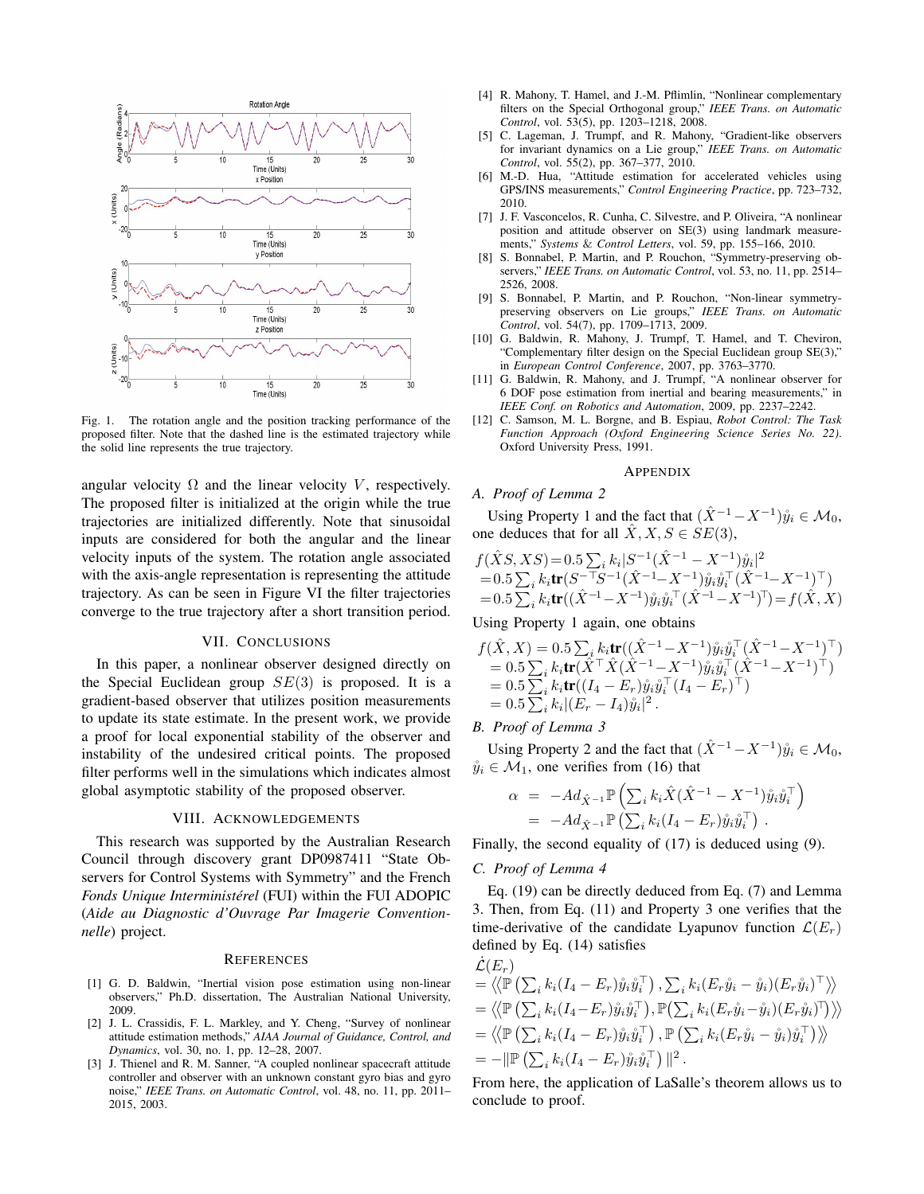Rotation Angle

Angle (Radians)

Time (Units)

x Position

x (Units)

Time (Units)

y Position

y (Units)

Time (Units)

z Position

z (Units)

Time (Units)

Fig. 1. The rotation angle and the position tracking performance of the proposed filter. Note that the dashed line is the estimated trajectory while the solid line represents the true trajectory.

angular velocity $\Omega$ and the linear velocity $V$, respectively. The proposed filter is initialized at the origin while the true trajectories are initialized differently. Note that sinusoidal inputs are considered for both the angular and the linear velocity inputs of the system. The rotation angle associated with the axis-angle representation is representing the attitude trajectory. As can be seen in Figure VI the filter trajectories converge to the true trajectory after a short transition period.

## VII. Conclusions

In this paper, a nonlinear observer designed directly on the Special Euclidean group $SE(3)$ is proposed. It is a gradient-based observer that utilizes position measurements to update its state estimate. In the present work, we provide a proof for local exponential stability of the observer and instability of the undesired critical points. The proposed filter performs well in the simulations which indicates almost global asymptotic stability of the proposed observer.

## VIII. Acknowledgements

This research was supported by the Australian Research Council through discovery grant DP0987411 "State Observers for Control Systems with Symmetry" and the French *Fonds Unique Interministérel* (FUI) within the FUI ADOPIC (*Aide au Diagnostic d'Ouvrage Par Imagerie Conventionnelle*) project.

## References

[1] G. D. Baldwin, "Inertial vision pose estimation using non-linear observers," Ph.D. dissertation, The Australian National University, 2009.

[2] J. L. Crassidis, F. L. Markley, and Y. Cheng, "Survey of nonlinear attitude estimation methods," *AIAA Journal of Guidance, Control, and Dynamics*, vol. 30, no. 1, pp. 12–28, 2007.

[3] J. Thienel and R. M. Sanner, "A coupled nonlinear spacecraft attitude controller and observer with an unknown constant gyro bias and gyro noise," *IEEE Trans. on Automatic Control*, vol. 48, no. 11, pp. 2011–2015, 2003.

[4] R. Mahony, T. Hamel, and J.-M. Pflimlin, "Nonlinear complementary filters on the Special Orthogonal group," *IEEE Trans. on Automatic Control*, vol. 53(5), pp. 1203–1218, 2008.

[5] C. Lageman, J. Trumpf, and R. Mahony, "Gradient-like observers for invariant dynamics on a Lie group," *IEEE Trans. on Automatic Control*, vol. 55(2), pp. 367–377, 2010.

[6] M.-D. Hua, "Attitude estimation for accelerated vehicles using GPS/INS measurements," *Control Engineering Practice*, pp. 723–732, 2010.

[7] J. F. Vasconcelos, R. Cunha, C. Silvestre, and P. Oliveira, "A nonlinear position and attitude observer on SE(3) using landmark measurements," *Systems & Control Letters*, vol. 59, pp. 155–166, 2010.

[8] S. Bonnabel, P. Martin, and P. Rouchon, "Symmetry-preserving observers," *IEEE Trans. on Automatic Control*, vol. 53, no. 11, pp. 2514–2526, 2008.

[9] S. Bonnabel, P. Martin, and P. Rouchon, "Non-linear symmetry-preserving observers on Lie groups," *IEEE Trans. on Automatic Control*, vol. 54(7), pp. 1709–1713, 2009.

[10] G. Baldwin, R. Mahony, J. Trumpf, T. Hamel, and T. Cheviron, "Complementary filter design on the Special Euclidean group SE(3)," in *European Control Conference*, 2007, pp. 3763–3770.

[11] G. Baldwin, R. Mahony, and J. Trumpf, "A nonlinear observer for 6 DOF pose estimation from inertial and bearing measurements," in *IEEE Conf. on Robotics and Automation*, 2009, pp. 2237–2242.

[12] C. Samson, M. L. Borgne, and B. Espiau, *Robot Control: The Task Function Approach (Oxford Engineering Science Series No. 22)*. Oxford University Press, 1991.

## Appendix

### A. Proof of Lemma 2

Using Property 1 and the fact that $(\hat{X}^{-1} - X^{-1})\mathring{y}_i \in \mathcal{M}_0$, one deduces that for all $\hat{X}, X, S \in SE(3)$,

$$
\begin{aligned}
f(\hat{X}S, XS) &= 0.5\sum_i k_i |S^{-1}(\hat{X}^{-1} - X^{-1})\mathring{y}_i|^2 \\
&= 0.5\sum_i k_i \mathbf{tr}(S^{-\top}S^{-1}(\hat{X}^{-1} - X^{-1})\mathring{y}_i\mathring{y}_i^\top(\hat{X}^{-1} - X^{-1})^\top) \\
&= 0.5\sum_i k_i \mathbf{tr}((\hat{X}^{-1} - X^{-1})\mathring{y}_i\mathring{y}_i^\top(\hat{X}^{-1} - X^{-1})^\top) = f(\hat{X}, X)
\end{aligned}
$$

Using Property 1 again, one obtains

$$
\begin{aligned}
f(\hat{X}, X) &= 0.5\sum_i k_i \mathbf{tr}((\hat{X}^{-1} - X^{-1})\mathring{y}_i\mathring{y}_i^\top(\hat{X}^{-1} - X^{-1})^\top) \\
&= 0.5\sum_i k_i \mathbf{tr}(\hat{X}^\top\hat{X}(\hat{X}^{-1} - X^{-1})\mathring{y}_i\mathring{y}_i^\top(\hat{X}^{-1} - X^{-1})^\top) \\
&= 0.5\sum_i k_i \mathbf{tr}((I_4 - E_r)\mathring{y}_i\mathring{y}_i^\top(I_4 - E_r)^\top) \\
&= 0.5\sum_i k_i |(E_r - I_4)\mathring{y}_i|^2 .
\end{aligned}
$$

### B. Proof of Lemma 3

Using Property 2 and the fact that $(\hat{X}^{-1} - X^{-1})\mathring{y}_i \in \mathcal{M}_0$, $\mathring{y}_i \in \mathcal{M}_1$, one verifies from (16) that

$$
\begin{aligned}
\alpha &= -Ad_{\hat{X}^{-1}}\mathbb{P}\left(\sum_i k_i \hat{X}(\hat{X}^{-1} - X^{-1})\mathring{y}_i\mathring{y}_i^\top\right) \\
&= -Ad_{\hat{X}^{-1}}\mathbb{P}\left(\sum_i k_i (I_4 - E_r)\mathring{y}_i\mathring{y}_i^\top\right) .
\end{aligned}
$$

Finally, the second equality of (17) is deduced using (9).

### C. Proof of Lemma 4

Eq. (19) can be directly deduced from Eq. (7) and Lemma 3. Then, from Eq. (11) and Property 3 one verifies that the time-derivative of the candidate Lyapunov function $\mathcal{L}(E_r)$ defined by Eq. (14) satisfies

$$
\begin{aligned}
&\dot{\mathcal{L}}(E_r) \\
&= \left\langle\left\langle \mathbb{P}\left(\sum_i k_i(I_4 - E_r)\mathring{y}_i\mathring{y}_i^\top\right), \sum_i k_i(E_r\mathring{y}_i - \mathring{y}_i)(E_r\mathring{y}_i)^\top \right\rangle\right\rangle \\
&= \left\langle\left\langle \mathbb{P}\left(\sum_i k_i(I_4 - E_r)\mathring{y}_i\mathring{y}_i^\top\right), \mathbb{P}\left(\sum_i k_i(E_r\mathring{y}_i - \mathring{y}_i)(E_r\mathring{y}_i)^\top\right) \right\rangle\right\rangle \\
&= \left\langle\left\langle \mathbb{P}\left(\sum_i k_i(I_4 - E_r)\mathring{y}_i\mathring{y}_i^\top\right), \mathbb{P}\left(\sum_i k_i(E_r\mathring{y}_i - \mathring{y}_i)\mathring{y}_i^\top\right) \right\rangle\right\rangle \\
&= -\|\mathbb{P}\left(\sum_i k_i(I_4 - E_r)\mathring{y}_i\mathring{y}_i^\top\right)\|^2 .
\end{aligned}
$$

From here, the application of LaSalle's theorem allows us to conclude to proof.